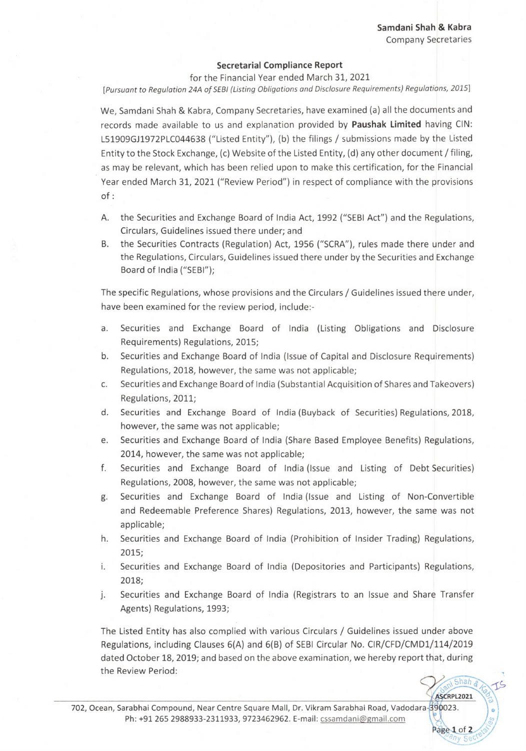**Samdani Shah & Kabra**
Company Secretaries

## Secretarial Compliance Report

for the Financial Year ended March 31, 2021

*[Pursuant to Regulation 24A of SEBI (Listing Obligations and Disclosure Requirements) Regulations, 2015]*

We, Samdani Shah & Kabra, Company Secretaries, have examined (a) all the documents and records made available to us and explanation provided by **Paushak Limited** having CIN: L51909GJ1972PLC044638 ("Listed Entity"), (b) the filings / submissions made by the Listed Entity to the Stock Exchange, (c) Website of the Listed Entity, (d) any other document / filing, as may be relevant, which has been relied upon to make this certification, for the Financial Year ended March 31, 2021 ("Review Period") in respect of compliance with the provisions of :

A. the Securities and Exchange Board of India Act, 1992 ("SEBI Act") and the Regulations, Circulars, Guidelines issued there under; and
B. the Securities Contracts (Regulation) Act, 1956 ("SCRA"), rules made there under and the Regulations, Circulars, Guidelines issued there under by the Securities and Exchange Board of India ("SEBI");

The specific Regulations, whose provisions and the Circulars / Guidelines issued there under, have been examined for the review period, include:-

a. Securities and Exchange Board of India (Listing Obligations and Disclosure Requirements) Regulations, 2015;
b. Securities and Exchange Board of India (Issue of Capital and Disclosure Requirements) Regulations, 2018, however, the same was not applicable;
c. Securities and Exchange Board of India (Substantial Acquisition of Shares and Takeovers) Regulations, 2011;
d. Securities and Exchange Board of India (Buyback of Securities) Regulations, 2018, however, the same was not applicable;
e. Securities and Exchange Board of India (Share Based Employee Benefits) Regulations, 2014, however, the same was not applicable;
f. Securities and Exchange Board of India (Issue and Listing of Debt Securities) Regulations, 2008, however, the same was not applicable;
g. Securities and Exchange Board of India (Issue and Listing of Non-Convertible and Redeemable Preference Shares) Regulations, 2013, however, the same was not applicable;
h. Securities and Exchange Board of India (Prohibition of Insider Trading) Regulations, 2015;
i. Securities and Exchange Board of India (Depositories and Participants) Regulations, 2018;
j. Securities and Exchange Board of India (Registrars to an Issue and Share Transfer Agents) Regulations, 1993;

The Listed Entity has also complied with various Circulars / Guidelines issued under above Regulations, including Clauses 6(A) and 6(B) of SEBI Circular No. CIR/CFD/CMD1/114/2019 dated October 18, 2019; and based on the above examination, we hereby report that, during the Review Period:

ASCRPL2021

702, Ocean, Sarabhai Compound, Near Centre Square Mall, Dr. Vikram Sarabhai Road, Vadodara-390023.
Ph: +91 265 2988933-2311933, 9723462962. E-mail: cssamdani@gmail.com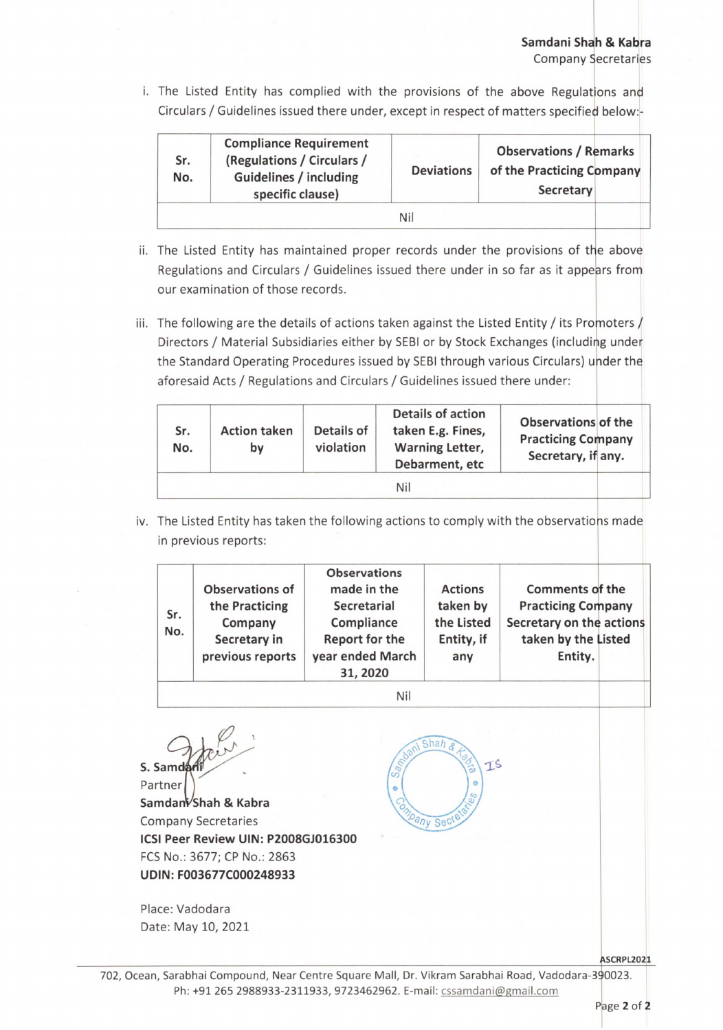i. The Listed Entity has complied with the provisions of the above Regulations and Circulars / Guidelines issued there under, except in respect of matters specified below:-

| Sr. No. | Compliance Requirement (Regulations / Circulars / Guidelines / including specific clause) | Deviations | Observations / Remarks of the Practicing Company Secretary |
|---|---|---|---|
| | | Nil | |

ii. The Listed Entity has maintained proper records under the provisions of the above Regulations and Circulars / Guidelines issued there under in so far as it appears from our examination of those records.

iii. The following are the details of actions taken against the Listed Entity / its Promoters / Directors / Material Subsidiaries either by SEBI or by Stock Exchanges (including under the Standard Operating Procedures issued by SEBI through various Circulars) under the aforesaid Acts / Regulations and Circulars / Guidelines issued there under:

| Sr. No. | Action taken by | Details of violation | Details of action taken E.g. Fines, Warning Letter, Debarment, etc | Observations of the Practicing Company Secretary, if any. |
|---|---|---|---|---|
| | | Nil | | |

iv. The Listed Entity has taken the following actions to comply with the observations made in previous reports:

| Sr. No. | Observations of the Practicing Company Secretary in previous reports | Observations made in the Secretarial Compliance Report for the year ended March 31, 2020 | Actions taken by the Listed Entity, if any | Comments of the Practicing Company Secretary on the actions taken by the Listed Entity. |
|---|---|---|---|---|
| | | Nil | | |

**S. Samdani**
Partner
**Samdani Shah & Kabra**
Company Secretaries
**ICSI Peer Review UIN: P2008GJ016300**
FCS No.: 3677; CP No.: 2863
**UDIN: F003677C000248933**

Place: Vadodara
Date: May 10, 2021

ASCRPL2021

702, Ocean, Sarabhai Compound, Near Centre Square Mall, Dr. Vikram Sarabhai Road, Vadodara-390023.
Ph: +91 265 2988933-2311933, 9723462962. E-mail: cssamdani@gmail.com